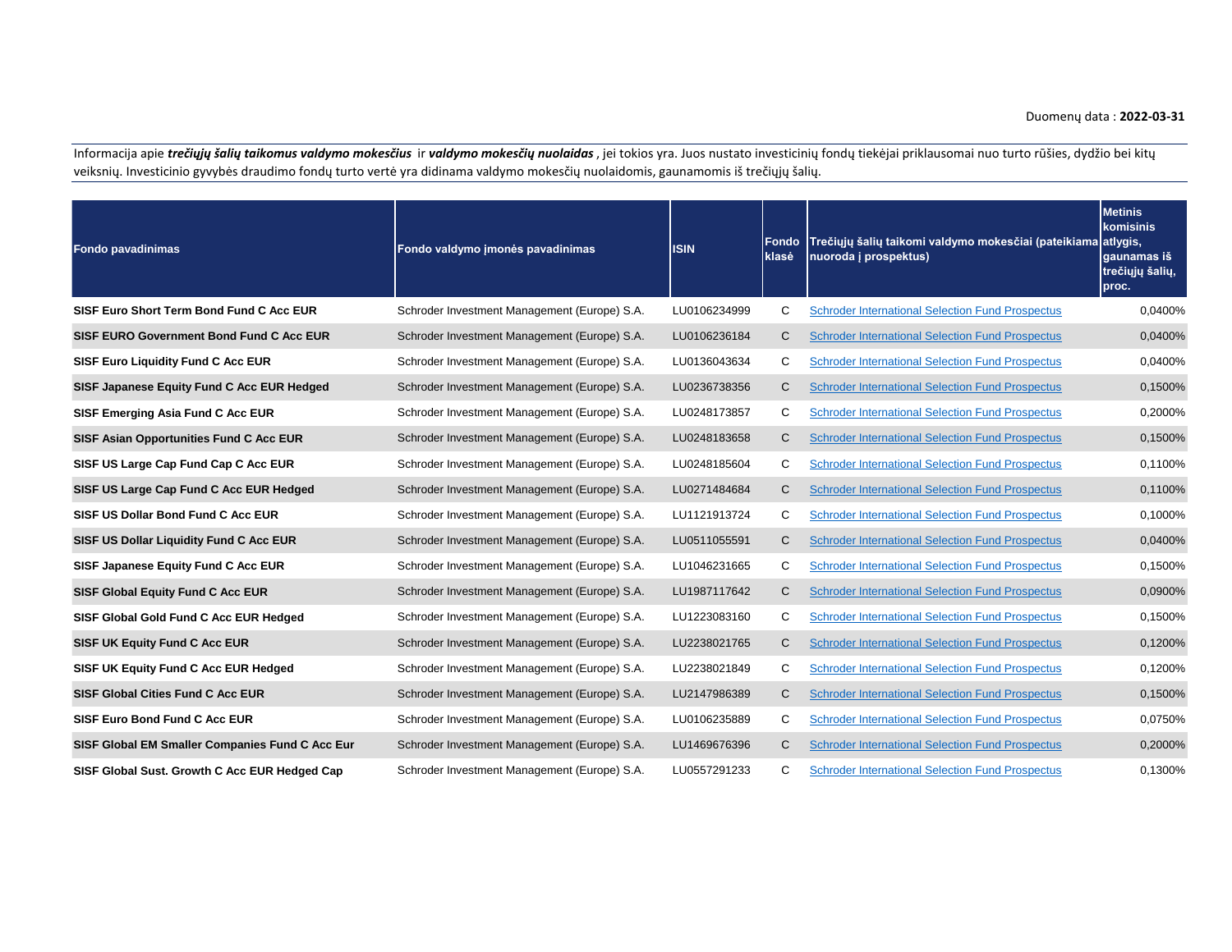Duomenų data : **2022-03-31**

Informacija apie ***trečiųjų šalių taikomus valdymo mokesčius*** ir ***valdymo mokesčių nuolaidas*** , jei tokios yra. Juos nustato investicinių fondų tiekėjai priklausomai nuo turto rūšies, dydžio bei kitų veiksnių. Investicinio gyvybės draudimo fondų turto vertė yra didinama valdymo mokesčių nuolaidomis, gaunamomis iš trečiųjų šalių.

| Fondo pavadinimas | Fondo valdymo įmonės pavadinimas | ISIN | Fondo klasė | Trečiųjų šalių taikomi valdymo mokesčiai (pateikiama nuoroda į prospektus) | Metinis komisinis atlygis, gaunamas iš trečiųjų šalių, proc. |
|---|---|---|---|---|---|
| **SISF Euro Short Term Bond Fund C Acc EUR** | Schroder Investment Management (Europe) S.A. | LU0106234999 | C | Schroder International Selection Fund Prospectus | 0,0400% |
| **SISF EURO Government Bond Fund C Acc EUR** | Schroder Investment Management (Europe) S.A. | LU0106236184 | C | Schroder International Selection Fund Prospectus | 0,0400% |
| **SISF Euro Liquidity Fund C Acc EUR** | Schroder Investment Management (Europe) S.A. | LU0136043634 | C | Schroder International Selection Fund Prospectus | 0,0400% |
| **SISF Japanese Equity Fund C Acc EUR Hedged** | Schroder Investment Management (Europe) S.A. | LU0236738356 | C | Schroder International Selection Fund Prospectus | 0,1500% |
| **SISF Emerging Asia Fund C Acc EUR** | Schroder Investment Management (Europe) S.A. | LU0248173857 | C | Schroder International Selection Fund Prospectus | 0,2000% |
| **SISF Asian Opportunities Fund C Acc EUR** | Schroder Investment Management (Europe) S.A. | LU0248183658 | C | Schroder International Selection Fund Prospectus | 0,1500% |
| **SISF US Large Cap Fund Cap C Acc EUR** | Schroder Investment Management (Europe) S.A. | LU0248185604 | C | Schroder International Selection Fund Prospectus | 0,1100% |
| **SISF US Large Cap Fund C Acc EUR Hedged** | Schroder Investment Management (Europe) S.A. | LU0271484684 | C | Schroder International Selection Fund Prospectus | 0,1100% |
| **SISF US Dollar Bond Fund C Acc EUR** | Schroder Investment Management (Europe) S.A. | LU1121913724 | C | Schroder International Selection Fund Prospectus | 0,1000% |
| **SISF US Dollar Liquidity Fund C Acc EUR** | Schroder Investment Management (Europe) S.A. | LU0511055591 | C | Schroder International Selection Fund Prospectus | 0,0400% |
| **SISF Japanese Equity Fund C Acc EUR** | Schroder Investment Management (Europe) S.A. | LU1046231665 | C | Schroder International Selection Fund Prospectus | 0,1500% |
| **SISF Global Equity Fund C Acc EUR** | Schroder Investment Management (Europe) S.A. | LU1987117642 | C | Schroder International Selection Fund Prospectus | 0,0900% |
| **SISF Global Gold Fund C Acc EUR Hedged** | Schroder Investment Management (Europe) S.A. | LU1223083160 | C | Schroder International Selection Fund Prospectus | 0,1500% |
| **SISF UK Equity Fund C Acc EUR** | Schroder Investment Management (Europe) S.A. | LU2238021765 | C | Schroder International Selection Fund Prospectus | 0,1200% |
| **SISF UK Equity Fund C Acc EUR Hedged** | Schroder Investment Management (Europe) S.A. | LU2238021849 | C | Schroder International Selection Fund Prospectus | 0,1200% |
| **SISF Global Cities Fund C Acc EUR** | Schroder Investment Management (Europe) S.A. | LU2147986389 | C | Schroder International Selection Fund Prospectus | 0,1500% |
| **SISF Euro Bond Fund C Acc EUR** | Schroder Investment Management (Europe) S.A. | LU0106235889 | C | Schroder International Selection Fund Prospectus | 0,0750% |
| **SISF Global EM Smaller Companies Fund C Acc Eur** | Schroder Investment Management (Europe) S.A. | LU1469676396 | C | Schroder International Selection Fund Prospectus | 0,2000% |
| **SISF Global Sust. Growth C Acc EUR Hedged Cap** | Schroder Investment Management (Europe) S.A. | LU0557291233 | C | Schroder International Selection Fund Prospectus | 0,1300% |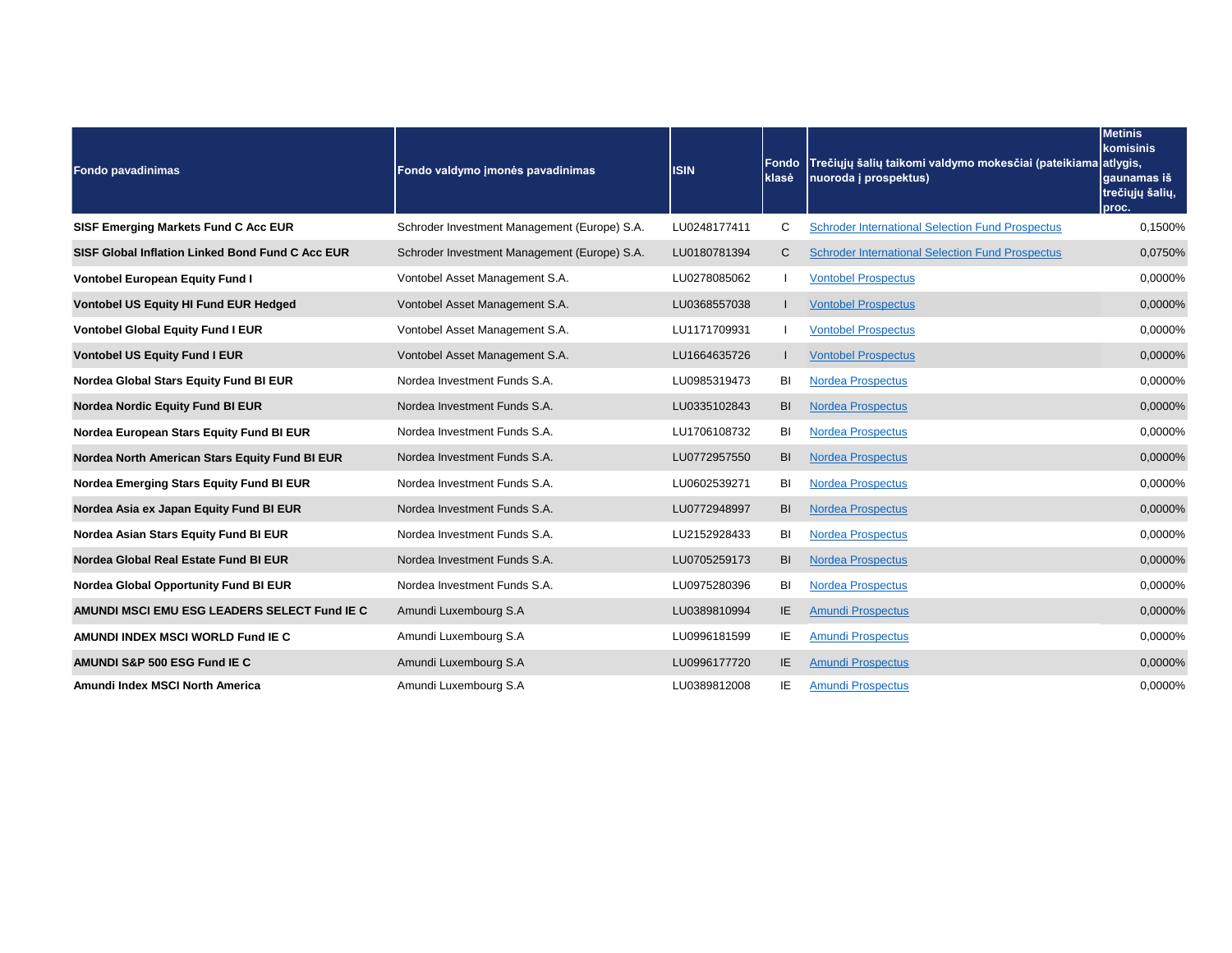| Fondo pavadinimas | Fondo valdymo įmonės pavadinimas | ISIN | Fondo klasė | Trečiųjų šalių taikomi valdymo mokesčiai (pateikiama nuoroda į prospektus) | Metinis komisinis atlygis, gaunamas iš trečiųjų šalių, proc. |
|---|---|---|---|---|---|
| **SISF Emerging Markets Fund C Acc EUR** | Schroder Investment Management (Europe) S.A. | LU0248177411 | C | Schroder International Selection Fund Prospectus | 0,1500% |
| **SISF Global Inflation Linked Bond Fund C Acc EUR** | Schroder Investment Management (Europe) S.A. | LU0180781394 | C | Schroder International Selection Fund Prospectus | 0,0750% |
| **Vontobel European Equity Fund I** | Vontobel Asset Management S.A. | LU0278085062 | I | Vontobel Prospectus | 0,0000% |
| **Vontobel US Equity HI Fund EUR Hedged** | Vontobel Asset Management S.A. | LU0368557038 | I | Vontobel Prospectus | 0,0000% |
| **Vontobel Global Equity Fund I EUR** | Vontobel Asset Management S.A. | LU1171709931 | I | Vontobel Prospectus | 0,0000% |
| **Vontobel US Equity Fund I EUR** | Vontobel Asset Management S.A. | LU1664635726 | I | Vontobel Prospectus | 0,0000% |
| **Nordea Global Stars Equity Fund BI EUR** | Nordea Investment Funds S.A. | LU0985319473 | BI | Nordea Prospectus | 0,0000% |
| **Nordea Nordic Equity Fund BI EUR** | Nordea Investment Funds S.A. | LU0335102843 | BI | Nordea Prospectus | 0,0000% |
| **Nordea European Stars Equity Fund BI EUR** | Nordea Investment Funds S.A. | LU1706108732 | BI | Nordea Prospectus | 0,0000% |
| **Nordea North American Stars Equity Fund BI EUR** | Nordea Investment Funds S.A. | LU0772957550 | BI | Nordea Prospectus | 0,0000% |
| **Nordea Emerging Stars Equity Fund BI EUR** | Nordea Investment Funds S.A. | LU0602539271 | BI | Nordea Prospectus | 0,0000% |
| **Nordea Asia ex Japan Equity Fund BI EUR** | Nordea Investment Funds S.A. | LU0772948997 | BI | Nordea Prospectus | 0,0000% |
| **Nordea Asian Stars Equity Fund BI EUR** | Nordea Investment Funds S.A. | LU2152928433 | BI | Nordea Prospectus | 0,0000% |
| **Nordea Global Real Estate Fund BI EUR** | Nordea Investment Funds S.A. | LU0705259173 | BI | Nordea Prospectus | 0,0000% |
| **Nordea Global Opportunity Fund BI EUR** | Nordea Investment Funds S.A. | LU0975280396 | BI | Nordea Prospectus | 0,0000% |
| **AMUNDI MSCI EMU ESG LEADERS SELECT Fund IE C** | Amundi Luxembourg S.A | LU0389810994 | IE | Amundi Prospectus | 0,0000% |
| **AMUNDI INDEX MSCI WORLD Fund IE C** | Amundi Luxembourg S.A | LU0996181599 | IE | Amundi Prospectus | 0,0000% |
| **AMUNDI S&P 500 ESG Fund IE C** | Amundi Luxembourg S.A | LU0996177720 | IE | Amundi Prospectus | 0,0000% |
| **Amundi Index MSCI North America** | Amundi Luxembourg S.A | LU0389812008 | IE | Amundi Prospectus | 0,0000% |